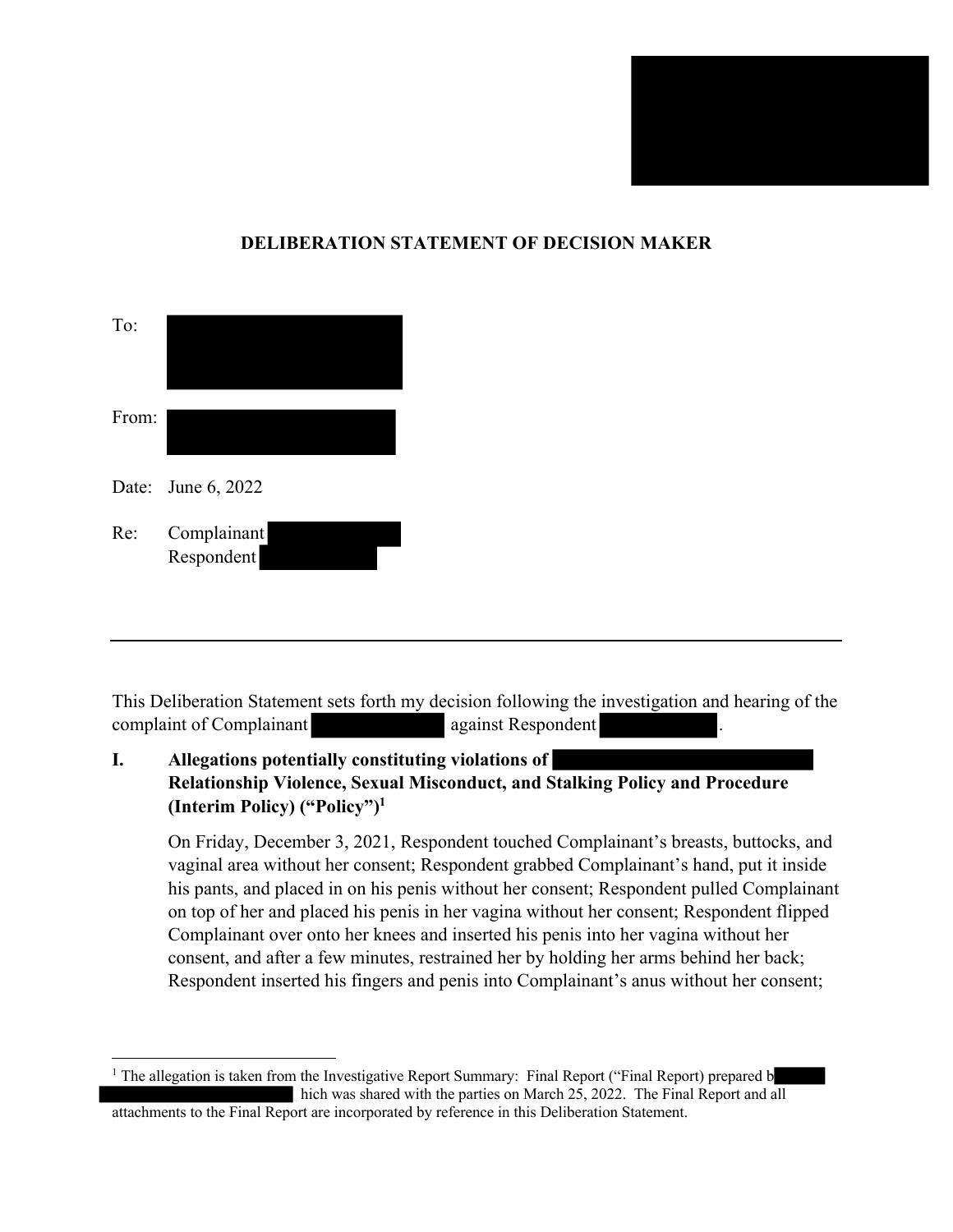# DELIBERATION STATEMENT OF DECISION MAKER

To:

From:

Date: June 6, 2022

Re: Complainant
Respondent

---

This Deliberation Statement sets forth my decision following the investigation and hearing of the complaint of Complainant against Respondent .

## I. Allegations potentially constituting violations of Relationship Violence, Sexual Misconduct, and Stalking Policy and Procedure (Interim Policy) ("Policy")[1]

On Friday, December 3, 2021, Respondent touched Complainant's breasts, buttocks, and vaginal area without her consent; Respondent grabbed Complainant's hand, put it inside his pants, and placed in on his penis without her consent; Respondent pulled Complainant on top of her and placed his penis in her vagina without her consent; Respondent flipped Complainant over onto her knees and inserted his penis into her vagina without her consent, and after a few minutes, restrained her by holding her arms behind her back; Respondent inserted his fingers and penis into Complainant's anus without her consent;

---

[1] The allegation is taken from the Investigative Report Summary: Final Report ("Final Report) prepared b hich was shared with the parties on March 25, 2022. The Final Report and all attachments to the Final Report are incorporated by reference in this Deliberation Statement.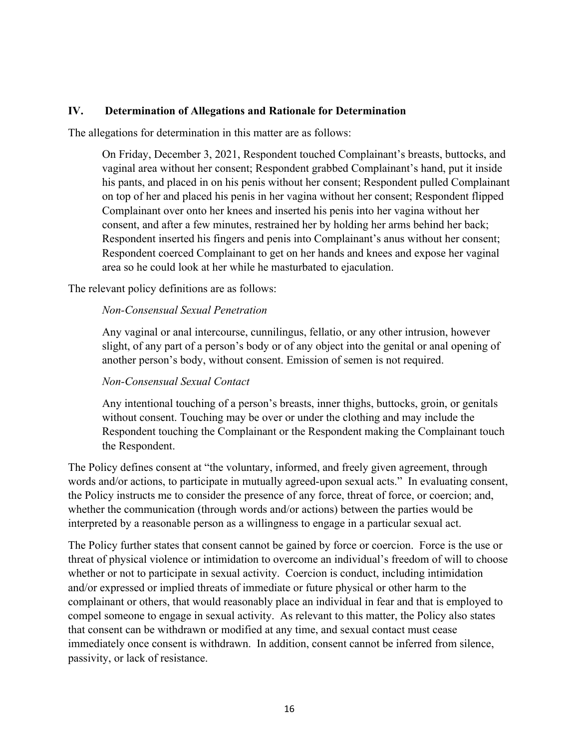## IV. Determination of Allegations and Rationale for Determination

The allegations for determination in this matter are as follows:

> On Friday, December 3, 2021, Respondent touched Complainant's breasts, buttocks, and vaginal area without her consent; Respondent grabbed Complainant's hand, put it inside his pants, and placed in on his penis without her consent; Respondent pulled Complainant on top of her and placed his penis in her vagina without her consent; Respondent flipped Complainant over onto her knees and inserted his penis into her vagina without her consent, and after a few minutes, restrained her by holding her arms behind her back; Respondent inserted his fingers and penis into Complainant's anus without her consent; Respondent coerced Complainant to get on her hands and knees and expose her vaginal area so he could look at her while he masturbated to ejaculation.

The relevant policy definitions are as follows:

> *Non-Consensual Sexual Penetration*
>
> Any vaginal or anal intercourse, cunnilingus, fellatio, or any other intrusion, however slight, of any part of a person's body or of any object into the genital or anal opening of another person's body, without consent. Emission of semen is not required.
>
> *Non-Consensual Sexual Contact*
>
> Any intentional touching of a person's breasts, inner thighs, buttocks, groin, or genitals without consent. Touching may be over or under the clothing and may include the Respondent touching the Complainant or the Respondent making the Complainant touch the Respondent.

The Policy defines consent at "the voluntary, informed, and freely given agreement, through words and/or actions, to participate in mutually agreed-upon sexual acts." In evaluating consent, the Policy instructs me to consider the presence of any force, threat of force, or coercion; and, whether the communication (through words and/or actions) between the parties would be interpreted by a reasonable person as a willingness to engage in a particular sexual act.

The Policy further states that consent cannot be gained by force or coercion. Force is the use or threat of physical violence or intimidation to overcome an individual's freedom of will to choose whether or not to participate in sexual activity. Coercion is conduct, including intimidation and/or expressed or implied threats of immediate or future physical or other harm to the complainant or others, that would reasonably place an individual in fear and that is employed to compel someone to engage in sexual activity. As relevant to this matter, the Policy also states that consent can be withdrawn or modified at any time, and sexual contact must cease immediately once consent is withdrawn. In addition, consent cannot be inferred from silence, passivity, or lack of resistance.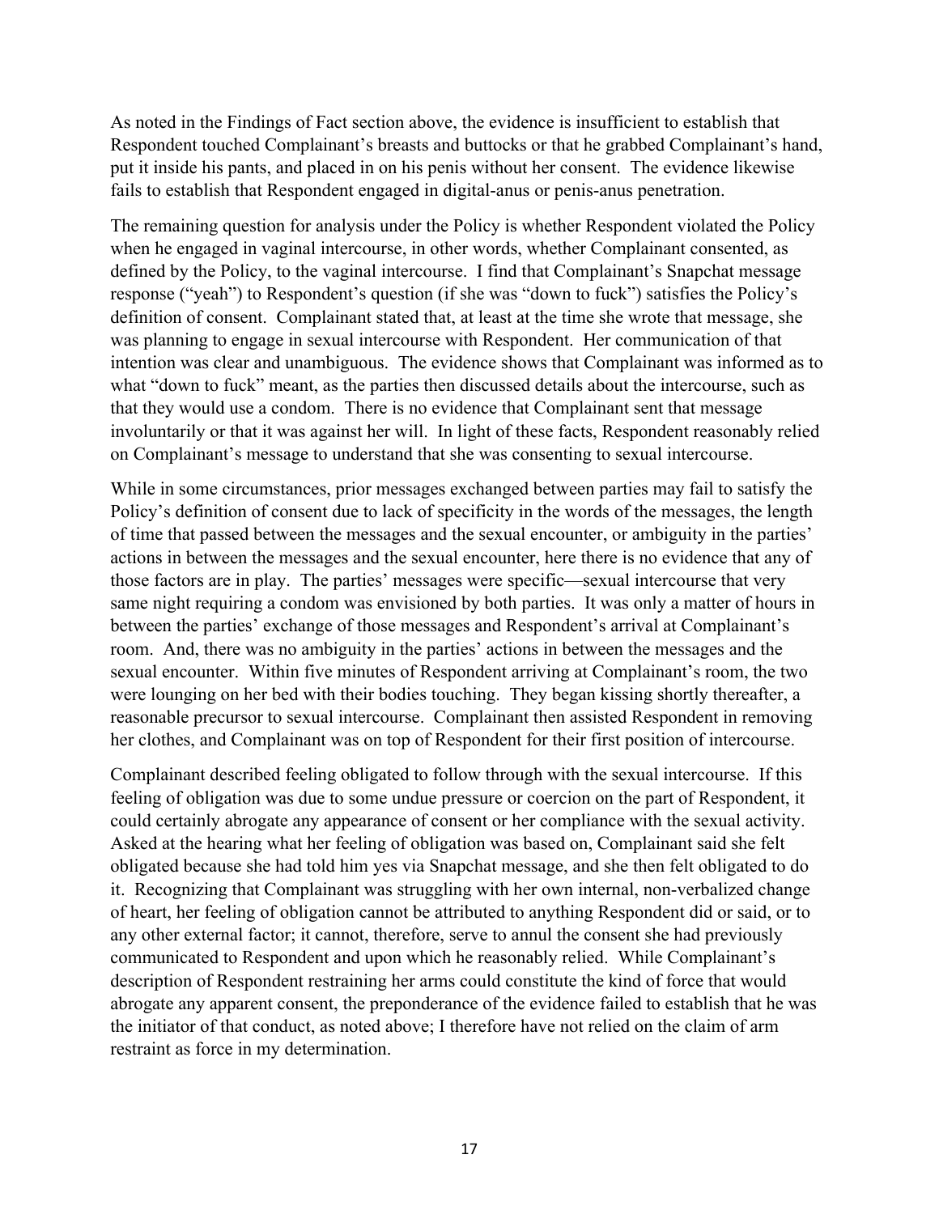As noted in the Findings of Fact section above, the evidence is insufficient to establish that Respondent touched Complainant's breasts and buttocks or that he grabbed Complainant's hand, put it inside his pants, and placed in on his penis without her consent. The evidence likewise fails to establish that Respondent engaged in digital-anus or penis-anus penetration.

The remaining question for analysis under the Policy is whether Respondent violated the Policy when he engaged in vaginal intercourse, in other words, whether Complainant consented, as defined by the Policy, to the vaginal intercourse. I find that Complainant's Snapchat message response ("yeah") to Respondent's question (if she was "down to fuck") satisfies the Policy's definition of consent. Complainant stated that, at least at the time she wrote that message, she was planning to engage in sexual intercourse with Respondent. Her communication of that intention was clear and unambiguous. The evidence shows that Complainant was informed as to what "down to fuck" meant, as the parties then discussed details about the intercourse, such as that they would use a condom. There is no evidence that Complainant sent that message involuntarily or that it was against her will. In light of these facts, Respondent reasonably relied on Complainant's message to understand that she was consenting to sexual intercourse.

While in some circumstances, prior messages exchanged between parties may fail to satisfy the Policy's definition of consent due to lack of specificity in the words of the messages, the length of time that passed between the messages and the sexual encounter, or ambiguity in the parties' actions in between the messages and the sexual encounter, here there is no evidence that any of those factors are in play. The parties' messages were specific—sexual intercourse that very same night requiring a condom was envisioned by both parties. It was only a matter of hours in between the parties' exchange of those messages and Respondent's arrival at Complainant's room. And, there was no ambiguity in the parties' actions in between the messages and the sexual encounter. Within five minutes of Respondent arriving at Complainant's room, the two were lounging on her bed with their bodies touching. They began kissing shortly thereafter, a reasonable precursor to sexual intercourse. Complainant then assisted Respondent in removing her clothes, and Complainant was on top of Respondent for their first position of intercourse.

Complainant described feeling obligated to follow through with the sexual intercourse. If this feeling of obligation was due to some undue pressure or coercion on the part of Respondent, it could certainly abrogate any appearance of consent or her compliance with the sexual activity. Asked at the hearing what her feeling of obligation was based on, Complainant said she felt obligated because she had told him yes via Snapchat message, and she then felt obligated to do it. Recognizing that Complainant was struggling with her own internal, non-verbalized change of heart, her feeling of obligation cannot be attributed to anything Respondent did or said, or to any other external factor; it cannot, therefore, serve to annul the consent she had previously communicated to Respondent and upon which he reasonably relied. While Complainant's description of Respondent restraining her arms could constitute the kind of force that would abrogate any apparent consent, the preponderance of the evidence failed to establish that he was the initiator of that conduct, as noted above; I therefore have not relied on the claim of arm restraint as force in my determination.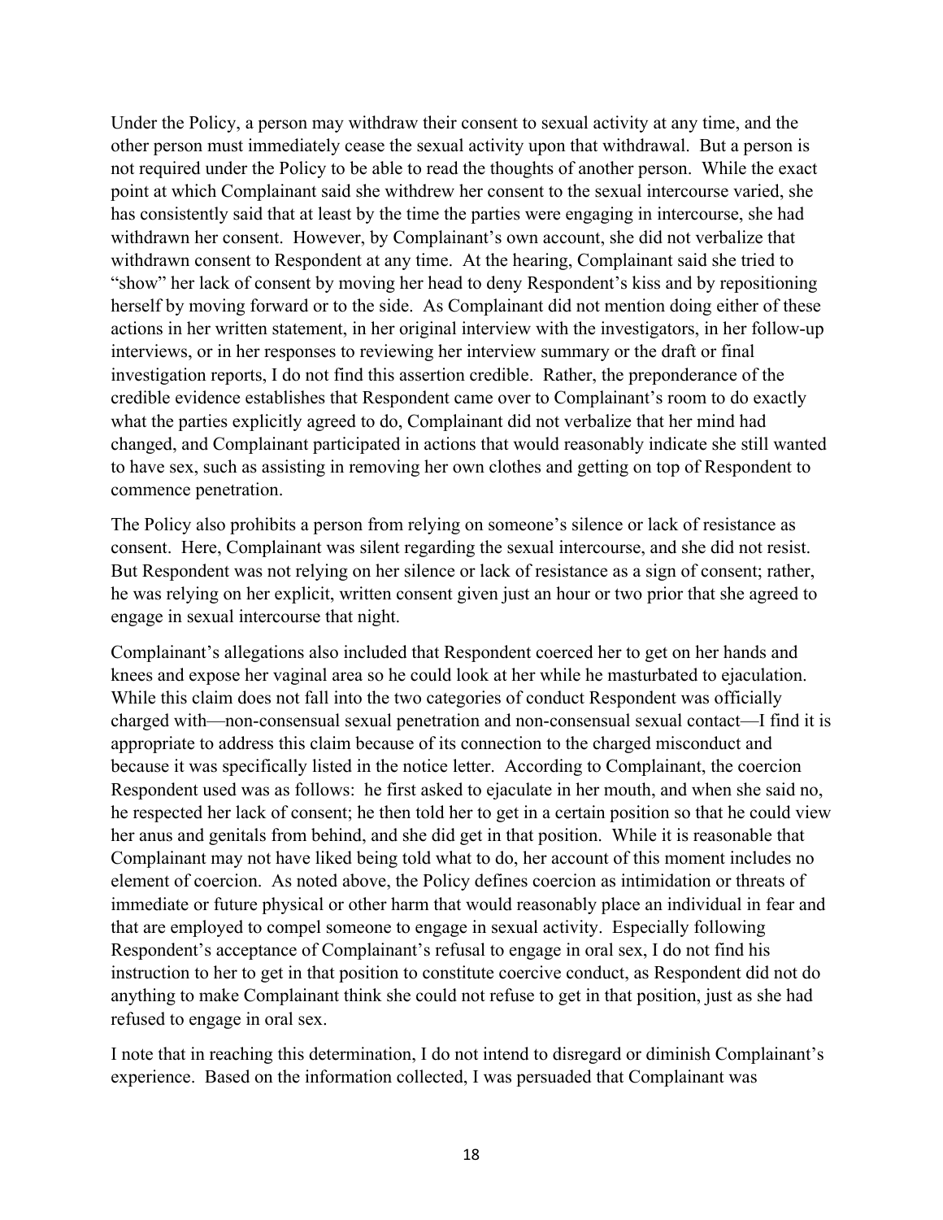Under the Policy, a person may withdraw their consent to sexual activity at any time, and the other person must immediately cease the sexual activity upon that withdrawal. But a person is not required under the Policy to be able to read the thoughts of another person. While the exact point at which Complainant said she withdrew her consent to the sexual intercourse varied, she has consistently said that at least by the time the parties were engaging in intercourse, she had withdrawn her consent. However, by Complainant's own account, she did not verbalize that withdrawn consent to Respondent at any time. At the hearing, Complainant said she tried to "show" her lack of consent by moving her head to deny Respondent's kiss and by repositioning herself by moving forward or to the side. As Complainant did not mention doing either of these actions in her written statement, in her original interview with the investigators, in her follow-up interviews, or in her responses to reviewing her interview summary or the draft or final investigation reports, I do not find this assertion credible. Rather, the preponderance of the credible evidence establishes that Respondent came over to Complainant's room to do exactly what the parties explicitly agreed to do, Complainant did not verbalize that her mind had changed, and Complainant participated in actions that would reasonably indicate she still wanted to have sex, such as assisting in removing her own clothes and getting on top of Respondent to commence penetration.

The Policy also prohibits a person from relying on someone's silence or lack of resistance as consent. Here, Complainant was silent regarding the sexual intercourse, and she did not resist. But Respondent was not relying on her silence or lack of resistance as a sign of consent; rather, he was relying on her explicit, written consent given just an hour or two prior that she agreed to engage in sexual intercourse that night.

Complainant's allegations also included that Respondent coerced her to get on her hands and knees and expose her vaginal area so he could look at her while he masturbated to ejaculation. While this claim does not fall into the two categories of conduct Respondent was officially charged with—non-consensual sexual penetration and non-consensual sexual contact—I find it is appropriate to address this claim because of its connection to the charged misconduct and because it was specifically listed in the notice letter. According to Complainant, the coercion Respondent used was as follows: he first asked to ejaculate in her mouth, and when she said no, he respected her lack of consent; he then told her to get in a certain position so that he could view her anus and genitals from behind, and she did get in that position. While it is reasonable that Complainant may not have liked being told what to do, her account of this moment includes no element of coercion. As noted above, the Policy defines coercion as intimidation or threats of immediate or future physical or other harm that would reasonably place an individual in fear and that are employed to compel someone to engage in sexual activity. Especially following Respondent's acceptance of Complainant's refusal to engage in oral sex, I do not find his instruction to her to get in that position to constitute coercive conduct, as Respondent did not do anything to make Complainant think she could not refuse to get in that position, just as she had refused to engage in oral sex.

I note that in reaching this determination, I do not intend to disregard or diminish Complainant's experience. Based on the information collected, I was persuaded that Complainant was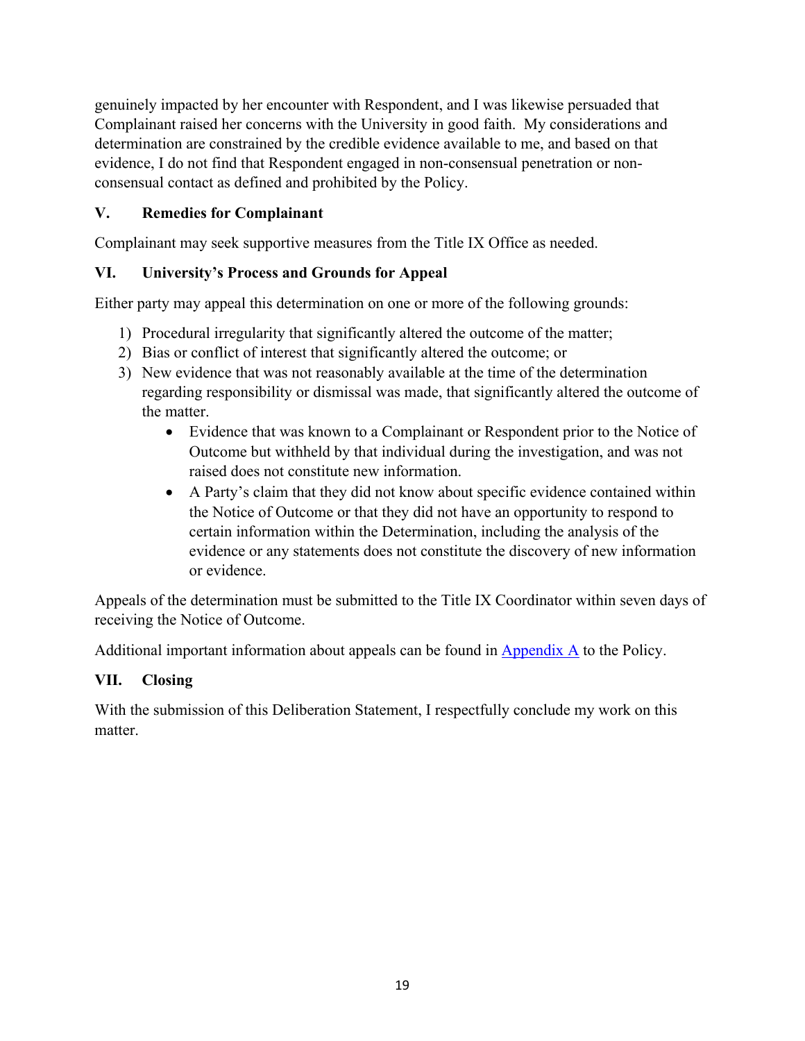genuinely impacted by her encounter with Respondent, and I was likewise persuaded that Complainant raised her concerns with the University in good faith. My considerations and determination are constrained by the credible evidence available to me, and based on that evidence, I do not find that Respondent engaged in non-consensual penetration or non-consensual contact as defined and prohibited by the Policy.

## V. Remedies for Complainant

Complainant may seek supportive measures from the Title IX Office as needed.

## VI. University's Process and Grounds for Appeal

Either party may appeal this determination on one or more of the following grounds:

1) Procedural irregularity that significantly altered the outcome of the matter;
2) Bias or conflict of interest that significantly altered the outcome; or
3) New evidence that was not reasonably available at the time of the determination regarding responsibility or dismissal was made, that significantly altered the outcome of the matter.
   - Evidence that was known to a Complainant or Respondent prior to the Notice of Outcome but withheld by that individual during the investigation, and was not raised does not constitute new information.
   - A Party's claim that they did not know about specific evidence contained within the Notice of Outcome or that they did not have an opportunity to respond to certain information within the Determination, including the analysis of the evidence or any statements does not constitute the discovery of new information or evidence.

Appeals of the determination must be submitted to the Title IX Coordinator within seven days of receiving the Notice of Outcome.

Additional important information about appeals can be found in Appendix A to the Policy.

## VII. Closing

With the submission of this Deliberation Statement, I respectfully conclude my work on this matter.